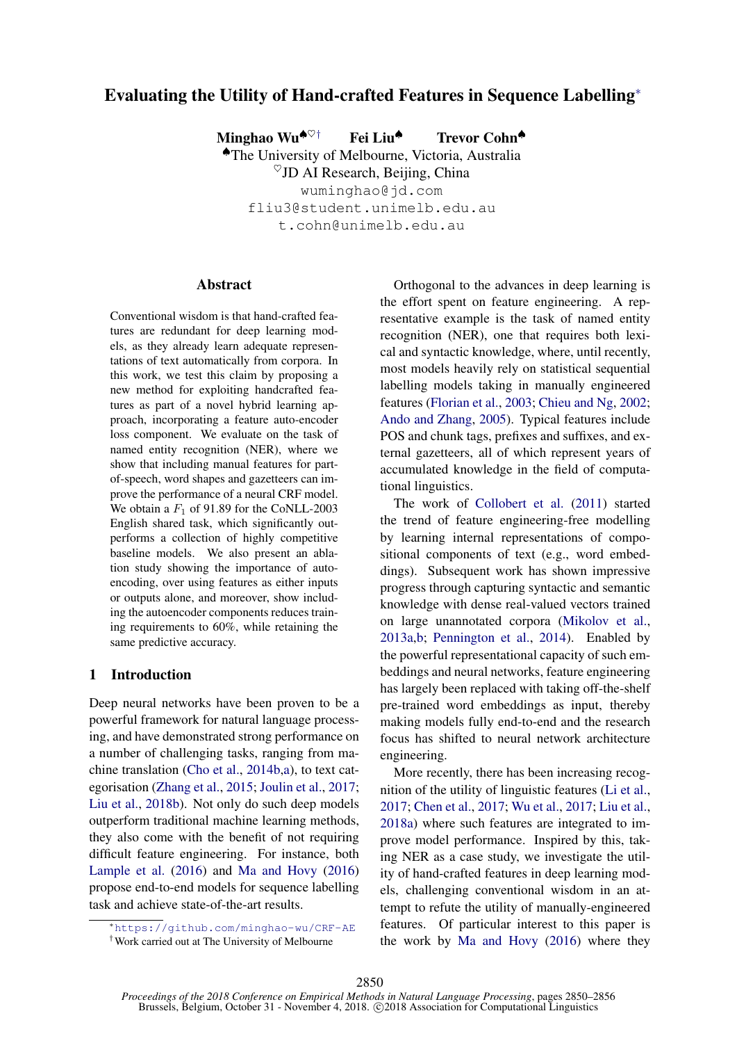# Evaluating the Utility of Hand-crafted Features in Sequence Labelling[*]

**Minghao Wu**[♠♡†] **Fei Liu**[♠] **Trevor Cohn**[♠]

[♠]The University of Melbourne, Victoria, Australia

[♡]JD AI Research, Beijing, China

wuminghao@jd.com

fliu3@student.unimelb.edu.au

t.cohn@unimelb.edu.au

## Abstract

Conventional wisdom is that hand-crafted features are redundant for deep learning models, as they already learn adequate representations of text automatically from corpora. In this work, we test this claim by proposing a new method for exploiting handcrafted features as part of a novel hybrid learning approach, incorporating a feature auto-encoder loss component. We evaluate on the task of named entity recognition (NER), where we show that including manual features for part-of-speech, word shapes and gazetteers can improve the performance of a neural CRF model. We obtain a $F_1$ of 91.89 for the CoNLL-2003 English shared task, which significantly outperforms a collection of highly competitive baseline models. We also present an ablation study showing the importance of auto-encoding, over using features as either inputs or outputs alone, and moreover, show including the autoencoder components reduces training requirements to 60%, while retaining the same predictive accuracy.

## 1 Introduction

Deep neural networks have been proven to be a powerful framework for natural language processing, and have demonstrated strong performance on a number of challenging tasks, ranging from machine translation (Cho et al., 2014b,a), to text categorisation (Zhang et al., 2015; Joulin et al., 2017; Liu et al., 2018b). Not only do such deep models outperform traditional machine learning methods, they also come with the benefit of not requiring difficult feature engineering. For instance, both Lample et al. (2016) and Ma and Hovy (2016) propose end-to-end models for sequence labelling task and achieve state-of-the-art results.

Orthogonal to the advances in deep learning is the effort spent on feature engineering. A representative example is the task of named entity recognition (NER), one that requires both lexical and syntactic knowledge, where, until recently, most models heavily rely on statistical sequential labelling models taking in manually engineered features (Florian et al., 2003; Chieu and Ng, 2002; Ando and Zhang, 2005). Typical features include POS and chunk tags, prefixes and suffixes, and external gazetteers, all of which represent years of accumulated knowledge in the field of computational linguistics.

The work of Collobert et al. (2011) started the trend of feature engineering-free modelling by learning internal representations of compositional components of text (e.g., word embeddings). Subsequent work has shown impressive progress through capturing syntactic and semantic knowledge with dense real-valued vectors trained on large unannotated corpora (Mikolov et al., 2013a,b; Pennington et al., 2014). Enabled by the powerful representational capacity of such embeddings and neural networks, feature engineering has largely been replaced with taking off-the-shelf pre-trained word embeddings as input, thereby making models fully end-to-end and the research focus has shifted to neural network architecture engineering.

More recently, there has been increasing recognition of the utility of linguistic features (Li et al., 2017; Chen et al., 2017; Wu et al., 2017; Liu et al., 2018a) where such features are integrated to improve model performance. Inspired by this, taking NER as a case study, we investigate the utility of hand-crafted features in deep learning models, challenging conventional wisdom in an attempt to refute the utility of manually-engineered features. Of particular interest to this paper is the work by Ma and Hovy (2016) where they

---

[*]https://github.com/minghao-wu/CRF-AE

[†]Work carried out at The University of Melbourne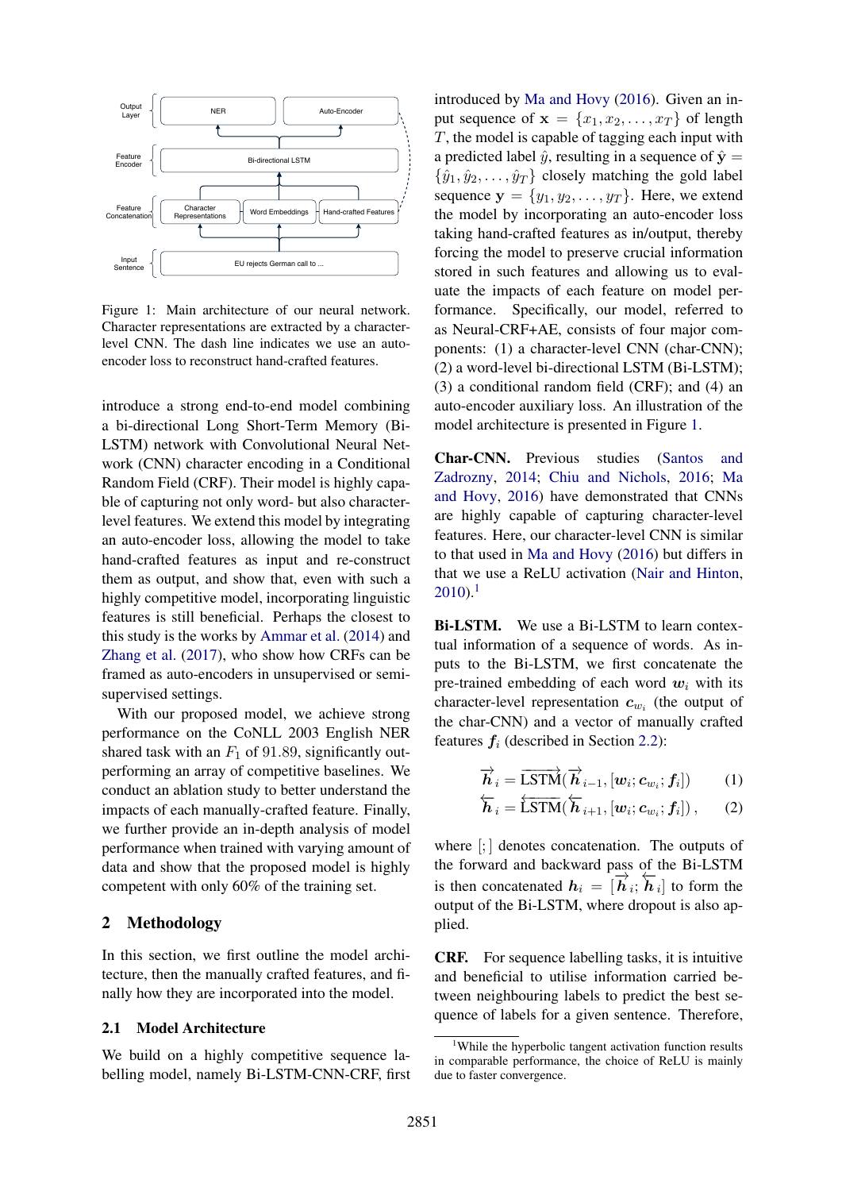Figure 1: Main architecture of our neural network. Character representations are extracted by a character-level CNN. The dash line indicates we use an auto-encoder loss to reconstruct hand-crafted features.

introduce a strong end-to-end model combining a bi-directional Long Short-Term Memory (Bi-LSTM) network with Convolutional Neural Network (CNN) character encoding in a Conditional Random Field (CRF). Their model is highly capable of capturing not only word- but also character-level features. We extend this model by integrating an auto-encoder loss, allowing the model to take hand-crafted features as input and re-construct them as output, and show that, even with such a highly competitive model, incorporating linguistic features is still beneficial. Perhaps the closest to this study is the works by Ammar et al. (2014) and Zhang et al. (2017), who show how CRFs can be framed as auto-encoders in unsupervised or semi-supervised settings.

With our proposed model, we achieve strong performance on the CoNLL 2003 English NER shared task with an $F_1$ of 91.89, significantly outperforming an array of competitive baselines. We conduct an ablation study to better understand the impacts of each manually-crafted feature. Finally, we further provide an in-depth analysis of model performance when trained with varying amount of data and show that the proposed model is highly competent with only 60% of the training set.

## 2 Methodology

In this section, we first outline the model architecture, then the manually crafted features, and finally how they are incorporated into the model.

### 2.1 Model Architecture

We build on a highly competitive sequence labelling model, namely Bi-LSTM-CNN-CRF, first introduced by Ma and Hovy (2016). Given an input sequence of $\mathbf{x} = \{x_1, x_2, \ldots, x_T\}$ of length $T$, the model is capable of tagging each input with a predicted label $\hat{y}$, resulting in a sequence of $\hat{\mathbf{y}} = \{\hat{y}_1, \hat{y}_2, \ldots, \hat{y}_T\}$ closely matching the gold label sequence $\mathbf{y} = \{y_1, y_2, \ldots, y_T\}$. Here, we extend the model by incorporating an auto-encoder loss taking hand-crafted features as in/output, thereby forcing the model to preserve crucial information stored in such features and allowing us to evaluate the impacts of each feature on model performance. Specifically, our model, referred to as Neural-CRF+AE, consists of four major components: (1) a character-level CNN (char-CNN); (2) a word-level bi-directional LSTM (Bi-LSTM); (3) a conditional random field (CRF); and (4) an auto-encoder auxiliary loss. An illustration of the model architecture is presented in Figure 1.

**Char-CNN.** Previous studies (Santos and Zadrozny, 2014; Chiu and Nichols, 2016; Ma and Hovy, 2016) have demonstrated that CNNs are highly capable of capturing character-level features. Here, our character-level CNN is similar to that used in Ma and Hovy (2016) but differs in that we use a ReLU activation (Nair and Hinton, 2010).[1]

**Bi-LSTM.** We use a Bi-LSTM to learn contextual information of a sequence of words. As inputs to the Bi-LSTM, we first concatenate the pre-trained embedding of each word $\boldsymbol{w}_i$ with its character-level representation $\boldsymbol{c}_{w_i}$ (the output of the char-CNN) and a vector of manually crafted features $\boldsymbol{f}_i$ (described in Section 2.2):

$$\overrightarrow{\boldsymbol{h}}_i = \overrightarrow{\text{LSTM}}(\overrightarrow{\boldsymbol{h}}_{i-1}, [\boldsymbol{w}_i; \boldsymbol{c}_{w_i}; \boldsymbol{f}_i]) \quad (1)$$

$$\overleftarrow{\boldsymbol{h}}_i = \overleftarrow{\text{LSTM}}(\overleftarrow{\boldsymbol{h}}_{i+1}, [\boldsymbol{w}_i; \boldsymbol{c}_{w_i}; \boldsymbol{f}_i]) \,, \quad (2)$$

where $[;]$ denotes concatenation. The outputs of the forward and backward pass of the Bi-LSTM is then concatenated $\boldsymbol{h}_i = [\overrightarrow{\boldsymbol{h}}_i; \overleftarrow{\boldsymbol{h}}_i]$ to form the output of the Bi-LSTM, where dropout is also applied.

**CRF.** For sequence labelling tasks, it is intuitive and beneficial to utilise information carried between neighbouring labels to predict the best sequence of labels for a given sentence. Therefore,

[1] While the hyperbolic tangent activation function results in comparable performance, the choice of ReLU is mainly due to faster convergence.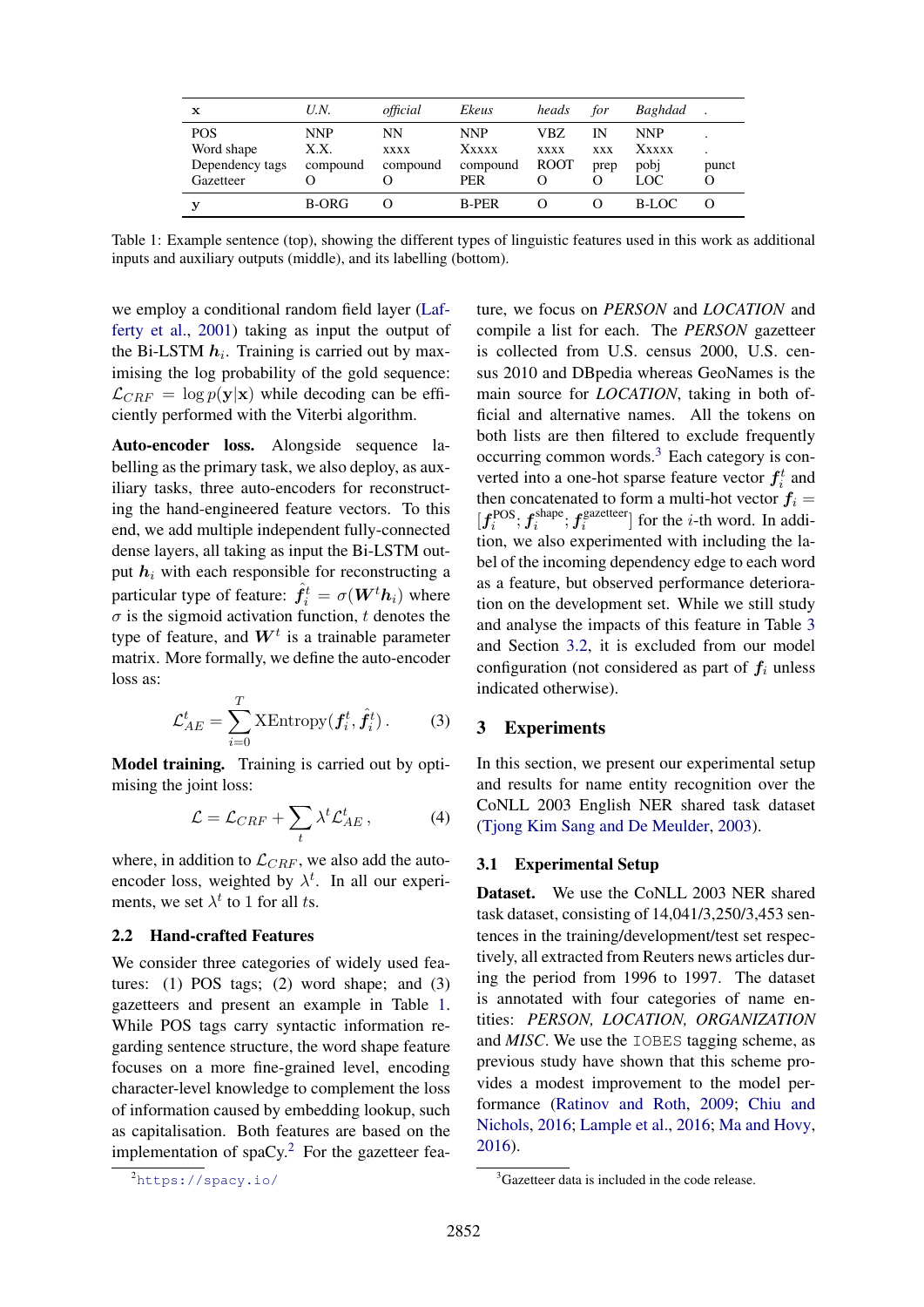| **x** | *U.N.* | *official* | *Ekeus* | *heads* | *for* | *Baghdad* | *.* |
|---|---|---|---|---|---|---|---|
| POS | NNP | NN | NNP | VBZ | IN | NNP | . |
| Word shape | X.X. | xxxx | Xxxxx | xxxx | xxx | Xxxxx | . |
| Dependency tags | compound | compound | compound | ROOT | prep | pobj | punct |
| Gazetteer | O | O | PER | O | O | LOC | O |
| **y** | B-ORG | O | B-PER | O | O | B-LOC | O |

Table 1: Example sentence (top), showing the different types of linguistic features used in this work as additional inputs and auxiliary outputs (middle), and its labelling (bottom).

we employ a conditional random field layer (Lafferty et al., 2001) taking as input the output of the Bi-LSTM $\boldsymbol{h}_i$. Training is carried out by maximising the log probability of the gold sequence: $\mathcal{L}_{CRF} = \log p(\mathbf{y}|\mathbf{x})$ while decoding can be efficiently performed with the Viterbi algorithm.

**Auto-encoder loss.** Alongside sequence labelling as the primary task, we also deploy, as auxiliary tasks, three auto-encoders for reconstructing the hand-engineered feature vectors. To this end, we add multiple independent fully-connected dense layers, all taking as input the Bi-LSTM output $\boldsymbol{h}_i$ with each responsible for reconstructing a particular type of feature: $\hat{\boldsymbol{f}}_i^t = \sigma(\boldsymbol{W}^t \boldsymbol{h}_i)$ where $\sigma$ is the sigmoid activation function, $t$ denotes the type of feature, and $\boldsymbol{W}^t$ is a trainable parameter matrix. More formally, we define the auto-encoder loss as:

$$\mathcal{L}_{AE}^t = \sum_{i=0}^{T} \text{XEntropy}(\boldsymbol{f}_i^t, \hat{\boldsymbol{f}}_i^t) \,. \tag{3}$$

**Model training.** Training is carried out by optimising the joint loss:

$$\mathcal{L} = \mathcal{L}_{CRF} + \sum_t \lambda^t \mathcal{L}_{AE}^t \,, \tag{4}$$

where, in addition to $\mathcal{L}_{CRF}$, we also add the auto-encoder loss, weighted by $\lambda^t$. In all our experiments, we set $\lambda^t$ to 1 for all $t$s.

### 2.2 Hand-crafted Features

We consider three categories of widely used features: (1) POS tags; (2) word shape; and (3) gazetteers and present an example in Table 1. While POS tags carry syntactic information regarding sentence structure, the word shape feature focuses on a more fine-grained level, encoding character-level knowledge to complement the loss of information caused by embedding lookup, such as capitalisation. Both features are based on the implementation of spaCy.[2] For the gazetteer feature, we focus on *PERSON* and *LOCATION* and compile a list for each. The *PERSON* gazetteer is collected from U.S. census 2000, U.S. census 2010 and DBpedia whereas GeoNames is the main source for *LOCATION*, taking in both official and alternative names. All the tokens on both lists are then filtered to exclude frequently occurring common words.[3] Each category is converted into a one-hot sparse feature vector $\boldsymbol{f}_i^t$ and then concatenated to form a multi-hot vector $\boldsymbol{f}_i = [\boldsymbol{f}_i^{\text{POS}}; \boldsymbol{f}_i^{\text{shape}}; \boldsymbol{f}_i^{\text{gazetteer}}]$ for the $i$-th word. In addition, we also experimented with including the label of the incoming dependency edge to each word as a feature, but observed performance deterioration on the development set. While we still study and analyse the impacts of this feature in Table 3 and Section 3.2, it is excluded from our model configuration (not considered as part of $\boldsymbol{f}_i$ unless indicated otherwise).

[2] https://spacy.io/

[3] Gazetteer data is included in the code release.

## 3 Experiments

In this section, we present our experimental setup and results for name entity recognition over the CoNLL 2003 English NER shared task dataset (Tjong Kim Sang and De Meulder, 2003).

### 3.1 Experimental Setup

**Dataset.** We use the CoNLL 2003 NER shared task dataset, consisting of 14,041/3,250/3,453 sentences in the training/development/test set respectively, all extracted from Reuters news articles during the period from 1996 to 1997. The dataset is annotated with four categories of name entities: *PERSON, LOCATION, ORGANIZATION* and *MISC*. We use the `IOBES` tagging scheme, as previous study have shown that this scheme provides a modest improvement to the model performance (Ratinov and Roth, 2009; Chiu and Nichols, 2016; Lample et al., 2016; Ma and Hovy, 2016).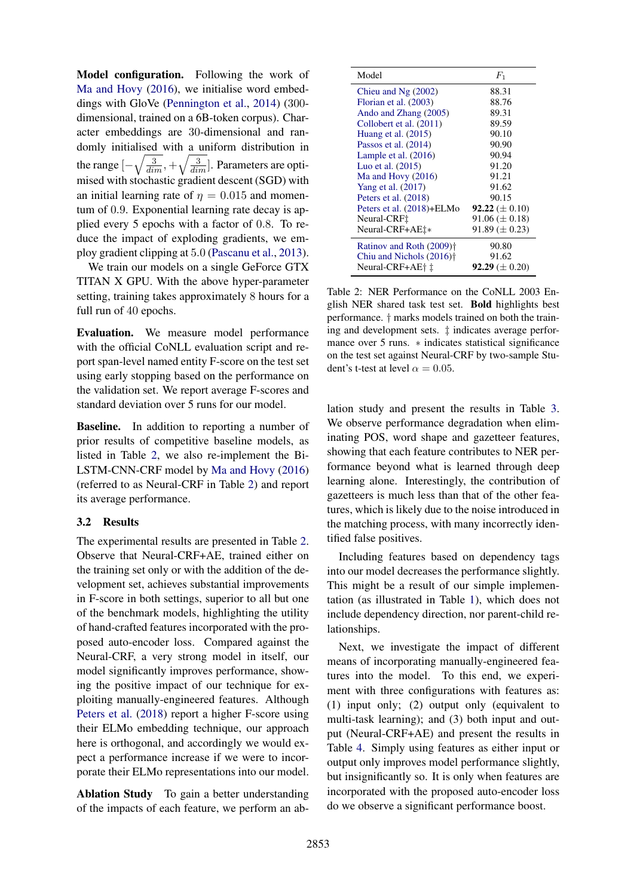**Model configuration.** Following the work of Ma and Hovy (2016), we initialise word embeddings with GloVe (Pennington et al., 2014) (300-dimensional, trained on a 6B-token corpus). Character embeddings are 30-dimensional and randomly initialised with a uniform distribution in the range $[-\sqrt{\frac{3}{dim}}, +\sqrt{\frac{3}{dim}}]$. Parameters are optimised with stochastic gradient descent (SGD) with an initial learning rate of $\eta = 0.015$ and momentum of 0.9. Exponential learning rate decay is applied every 5 epochs with a factor of 0.8. To reduce the impact of exploding gradients, we employ gradient clipping at 5.0 (Pascanu et al., 2013).

We train our models on a single GeForce GTX TITAN X GPU. With the above hyper-parameter setting, training takes approximately 8 hours for a full run of 40 epochs.

**Evaluation.** We measure model performance with the official CoNLL evaluation script and report span-level named entity F-score on the test set using early stopping based on the performance on the validation set. We report average F-scores and standard deviation over 5 runs for our model.

**Baseline.** In addition to reporting a number of prior results of competitive baseline models, as listed in Table 2, we also re-implement the Bi-LSTM-CNN-CRF model by Ma and Hovy (2016) (referred to as Neural-CRF in Table 2) and report its average performance.

| Model | $F_1$ |
|---|---|
| Chieu and Ng (2002) | 88.31 |
| Florian et al. (2003) | 88.76 |
| Ando and Zhang (2005) | 89.31 |
| Collobert et al. (2011) | 89.59 |
| Huang et al. (2015) | 90.10 |
| Passos et al. (2014) | 90.90 |
| Lample et al. (2016) | 90.94 |
| Luo et al. (2015) | 91.20 |
| Ma and Hovy (2016) | 91.21 |
| Yang et al. (2017) | 91.62 |
| Peters et al. (2018) | 90.15 |
| Peters et al. (2018)+ELMo | **92.22** ($\pm$ 0.10) |
| Neural-CRF‡ | 91.06 ($\pm$ 0.18) |
| Neural-CRF+AE‡∗ | 91.89 ($\pm$ 0.23) |
| Ratinov and Roth (2009)† | 90.80 |
| Chiu and Nichols (2016)† | 91.62 |
| Neural-CRF+AE† ‡ | **92.29** ($\pm$ 0.20) |

Table 2: NER Performance on the CoNLL 2003 English NER shared task test set. **Bold** highlights best performance. † marks models trained on both the training and development sets. ‡ indicates average performance over 5 runs. ∗ indicates statistical significance on the test set against Neural-CRF by two-sample Student's t-test at level $\alpha = 0.05$.

## 3.2 Results

The experimental results are presented in Table 2. Observe that Neural-CRF+AE, trained either on the training set only or with the addition of the development set, achieves substantial improvements in F-score in both settings, superior to all but one of the benchmark models, highlighting the utility of hand-crafted features incorporated with the proposed auto-encoder loss. Compared against the Neural-CRF, a very strong model in itself, our model significantly improves performance, showing the positive impact of our technique for exploiting manually-engineered features. Although Peters et al. (2018) report a higher F-score using their ELMo embedding technique, our approach here is orthogonal, and accordingly we would expect a performance increase if we were to incorporate their ELMo representations into our model.

**Ablation Study** To gain a better understanding of the impacts of each feature, we perform an ablation study and present the results in Table 3. We observe performance degradation when eliminating POS, word shape and gazetteer features, showing that each feature contributes to NER performance beyond what is learned through deep learning alone. Interestingly, the contribution of gazetteers is much less than that of the other features, which is likely due to the noise introduced in the matching process, with many incorrectly identified false positives.

Including features based on dependency tags into our model decreases the performance slightly. This might be a result of our simple implementation (as illustrated in Table 1), which does not include dependency direction, nor parent-child relationships.

Next, we investigate the impact of different means of incorporating manually-engineered features into the model. To this end, we experiment with three configurations with features as: (1) input only; (2) output only (equivalent to multi-task learning); and (3) both input and output (Neural-CRF+AE) and present the results in Table 4. Simply using features as either input or output only improves model performance slightly, but insignificantly so. It is only when features are incorporated with the proposed auto-encoder loss do we observe a significant performance boost.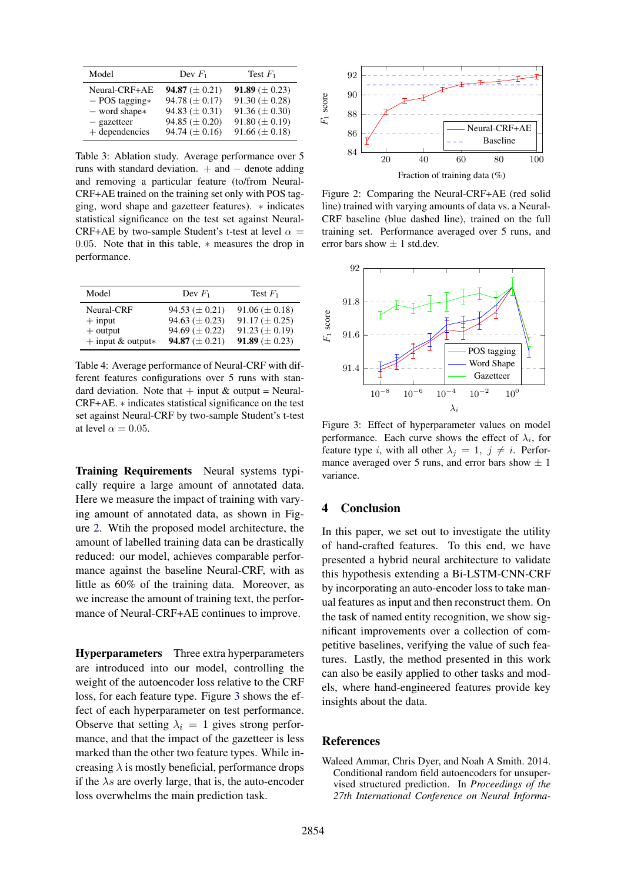| Model | Dev $F_1$ | Test $F_1$ |
|---|---|---|
| Neural-CRF+AE | **94.87** ($\pm$ 0.21) | **91.89** ($\pm$ 0.23) |
| − POS tagging∗ | 94.78 ($\pm$ 0.17) | 91.30 ($\pm$ 0.28) |
| − word shape∗ | 94.83 ($\pm$ 0.31) | 91.36 ($\pm$ 0.30) |
| − gazetteer | 94.85 ($\pm$ 0.20) | 91.80 ($\pm$ 0.19) |
| + dependencies | 94.74 ($\pm$ 0.16) | 91.66 ($\pm$ 0.18) |

Table 3: Ablation study. Average performance over 5 runs with standard deviation. + and − denote adding and removing a particular feature (to/from Neural-CRF+AE trained on the training set only with POS tagging, word shape and gazetteer features). ∗ indicates statistical significance on the test set against Neural-CRF+AE by two-sample Student's t-test at level $\alpha = 0.05$. Note that in this table, ∗ measures the drop in performance.

| Model | Dev $F_1$ | Test $F_1$ |
|---|---|---|
| Neural-CRF | 94.53 ($\pm$ 0.21) | 91.06 ($\pm$ 0.18) |
| + input | 94.63 ($\pm$ 0.23) | 91.17 ($\pm$ 0.25) |
| + output | 94.69 ($\pm$ 0.22) | 91.23 ($\pm$ 0.19) |
| + input & output∗ | **94.87** ($\pm$ 0.21) | **91.89** ($\pm$ 0.23) |

Table 4: Average performance of Neural-CRF with different features configurations over 5 runs with standard deviation. Note that + input & output = Neural-CRF+AE. ∗ indicates statistical significance on the test set against Neural-CRF by two-sample Student's t-test at level $\alpha = 0.05$.

**Training Requirements** Neural systems typically require a large amount of annotated data. Here we measure the impact of training with varying amount of annotated data, as shown in Figure 2. Wtih the proposed model architecture, the amount of labelled training data can be drastically reduced: our model, achieves comparable performance against the baseline Neural-CRF, with as little as 60% of the training data. Moreover, as we increase the amount of training text, the performance of Neural-CRF+AE continues to improve.

**Hyperparameters** Three extra hyperparameters are introduced into our model, controlling the weight of the autoencoder loss relative to the CRF loss, for each feature type. Figure 3 shows the effect of each hyperparameter on test performance. Observe that setting $\lambda_i = 1$ gives strong performance, and that the impact of the gazetteer is less marked than the other two feature types. While increasing $\lambda$ is mostly beneficial, performance drops if the $\lambda s$ are overly large, that is, the auto-encoder loss overwhelms the main prediction task.

Figure 2: Comparing the Neural-CRF+AE (red solid line) trained with varying amounts of data vs. a Neural-CRF baseline (blue dashed line), trained on the full training set. Performance averaged over 5 runs, and error bars show $\pm$ 1 std.dev.

Figure 3: Effect of hyperparameter values on model performance. Each curve shows the effect of $\lambda_i$, for feature type $i$, with all other $\lambda_j = 1$, $j \neq i$. Performance averaged over 5 runs, and error bars show $\pm$ 1 variance.

## 4 Conclusion

In this paper, we set out to investigate the utility of hand-crafted features. To this end, we have presented a hybrid neural architecture to validate this hypothesis extending a Bi-LSTM-CNN-CRF by incorporating an auto-encoder loss to take manual features as input and then reconstruct them. On the task of named entity recognition, we show significant improvements over a collection of competitive baselines, verifying the value of such features. Lastly, the method presented in this work can also be easily applied to other tasks and models, where hand-engineered features provide key insights about the data.

## References

Waleed Ammar, Chris Dyer, and Noah A Smith. 2014. Conditional random field autoencoders for unsupervised structured prediction. In *Proceedings of the 27th International Conference on Neural Informa-*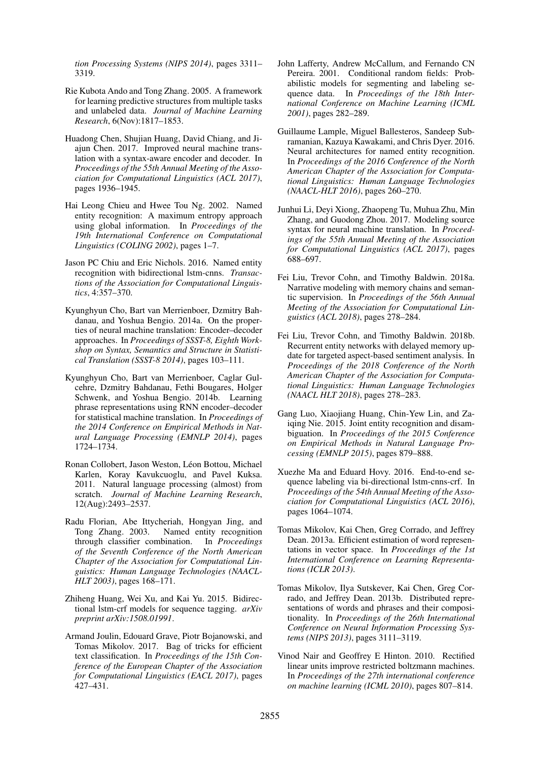*tion Processing Systems (NIPS 2014)*, pages 3311–3319.

Rie Kubota Ando and Tong Zhang. 2005. A framework for learning predictive structures from multiple tasks and unlabeled data. *Journal of Machine Learning Research*, 6(Nov):1817–1853.

Huadong Chen, Shujian Huang, David Chiang, and Jiajun Chen. 2017. Improved neural machine translation with a syntax-aware encoder and decoder. In *Proceedings of the 55th Annual Meeting of the Association for Computational Linguistics (ACL 2017)*, pages 1936–1945.

Hai Leong Chieu and Hwee Tou Ng. 2002. Named entity recognition: A maximum entropy approach using global information. In *Proceedings of the 19th International Conference on Computational Linguistics (COLING 2002)*, pages 1–7.

Jason PC Chiu and Eric Nichols. 2016. Named entity recognition with bidirectional lstm-cnns. *Transactions of the Association for Computational Linguistics*, 4:357–370.

Kyunghyun Cho, Bart van Merrienboer, Dzmitry Bahdanau, and Yoshua Bengio. 2014a. On the properties of neural machine translation: Encoder–decoder approaches. In *Proceedings of SSST-8, Eighth Workshop on Syntax, Semantics and Structure in Statistical Translation (SSST-8 2014)*, pages 103–111.

Kyunghyun Cho, Bart van Merrienboer, Caglar Gulcehre, Dzmitry Bahdanau, Fethi Bougares, Holger Schwenk, and Yoshua Bengio. 2014b. Learning phrase representations using RNN encoder–decoder for statistical machine translation. In *Proceedings of the 2014 Conference on Empirical Methods in Natural Language Processing (EMNLP 2014)*, pages 1724–1734.

Ronan Collobert, Jason Weston, Léon Bottou, Michael Karlen, Koray Kavukcuoglu, and Pavel Kuksa. 2011. Natural language processing (almost) from scratch. *Journal of Machine Learning Research*, 12(Aug):2493–2537.

Radu Florian, Abe Ittycheriah, Hongyan Jing, and Tong Zhang. 2003. Named entity recognition through classifier combination. In *Proceedings of the Seventh Conference of the North American Chapter of the Association for Computational Linguistics: Human Language Technologies (NAACL-HLT 2003)*, pages 168–171.

Zhiheng Huang, Wei Xu, and Kai Yu. 2015. Bidirectional lstm-crf models for sequence tagging. *arXiv preprint arXiv:1508.01991*.

Armand Joulin, Edouard Grave, Piotr Bojanowski, and Tomas Mikolov. 2017. Bag of tricks for efficient text classification. In *Proceedings of the 15th Conference of the European Chapter of the Association for Computational Linguistics (EACL 2017)*, pages 427–431.

John Lafferty, Andrew McCallum, and Fernando CN Pereira. 2001. Conditional random fields: Probabilistic models for segmenting and labeling sequence data. In *Proceedings of the 18th International Conference on Machine Learning (ICML 2001)*, pages 282–289.

Guillaume Lample, Miguel Ballesteros, Sandeep Subramanian, Kazuya Kawakami, and Chris Dyer. 2016. Neural architectures for named entity recognition. In *Proceedings of the 2016 Conference of the North American Chapter of the Association for Computational Linguistics: Human Language Technologies (NAACL-HLT 2016)*, pages 260–270.

Junhui Li, Deyi Xiong, Zhaopeng Tu, Muhua Zhu, Min Zhang, and Guodong Zhou. 2017. Modeling source syntax for neural machine translation. In *Proceedings of the 55th Annual Meeting of the Association for Computational Linguistics (ACL 2017)*, pages 688–697.

Fei Liu, Trevor Cohn, and Timothy Baldwin. 2018a. Narrative modeling with memory chains and semantic supervision. In *Proceedings of the 56th Annual Meeting of the Association for Computational Linguistics (ACL 2018)*, pages 278–284.

Fei Liu, Trevor Cohn, and Timothy Baldwin. 2018b. Recurrent entity networks with delayed memory update for targeted aspect-based sentiment analysis. In *Proceedings of the 2018 Conference of the North American Chapter of the Association for Computational Linguistics: Human Language Technologies (NAACL HLT 2018)*, pages 278–283.

Gang Luo, Xiaojiang Huang, Chin-Yew Lin, and Zaiqing Nie. 2015. Joint entity recognition and disambiguation. In *Proceedings of the 2015 Conference on Empirical Methods in Natural Language Processing (EMNLP 2015)*, pages 879–888.

Xuezhe Ma and Eduard Hovy. 2016. End-to-end sequence labeling via bi-directional lstm-cnns-crf. In *Proceedings of the 54th Annual Meeting of the Association for Computational Linguistics (ACL 2016)*, pages 1064–1074.

Tomas Mikolov, Kai Chen, Greg Corrado, and Jeffrey Dean. 2013a. Efficient estimation of word representations in vector space. In *Proceedings of the 1st International Conference on Learning Representations (ICLR 2013)*.

Tomas Mikolov, Ilya Sutskever, Kai Chen, Greg Corrado, and Jeffrey Dean. 2013b. Distributed representations of words and phrases and their compositionality. In *Proceedings of the 26th International Conference on Neural Information Processing Systems (NIPS 2013)*, pages 3111–3119.

Vinod Nair and Geoffrey E Hinton. 2010. Rectified linear units improve restricted boltzmann machines. In *Proceedings of the 27th international conference on machine learning (ICML 2010)*, pages 807–814.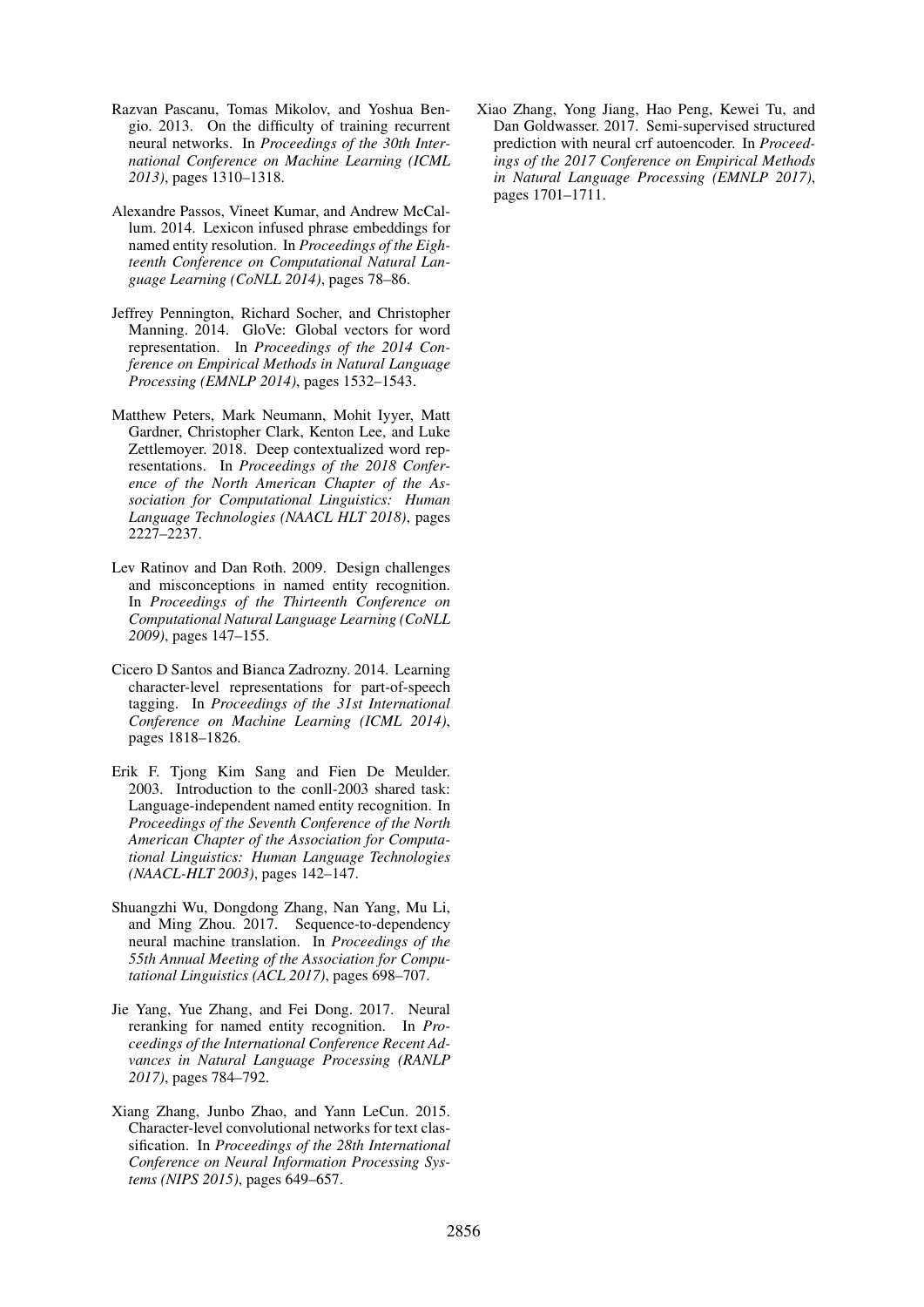Razvan Pascanu, Tomas Mikolov, and Yoshua Bengio. 2013. On the difficulty of training recurrent neural networks. In *Proceedings of the 30th International Conference on Machine Learning (ICML 2013)*, pages 1310–1318.

Alexandre Passos, Vineet Kumar, and Andrew McCallum. 2014. Lexicon infused phrase embeddings for named entity resolution. In *Proceedings of the Eighteenth Conference on Computational Natural Language Learning (CoNLL 2014)*, pages 78–86.

Jeffrey Pennington, Richard Socher, and Christopher Manning. 2014. GloVe: Global vectors for word representation. In *Proceedings of the 2014 Conference on Empirical Methods in Natural Language Processing (EMNLP 2014)*, pages 1532–1543.

Matthew Peters, Mark Neumann, Mohit Iyyer, Matt Gardner, Christopher Clark, Kenton Lee, and Luke Zettlemoyer. 2018. Deep contextualized word representations. In *Proceedings of the 2018 Conference of the North American Chapter of the Association for Computational Linguistics: Human Language Technologies (NAACL HLT 2018)*, pages 2227–2237.

Lev Ratinov and Dan Roth. 2009. Design challenges and misconceptions in named entity recognition. In *Proceedings of the Thirteenth Conference on Computational Natural Language Learning (CoNLL 2009)*, pages 147–155.

Cicero D Santos and Bianca Zadrozny. 2014. Learning character-level representations for part-of-speech tagging. In *Proceedings of the 31st International Conference on Machine Learning (ICML 2014)*, pages 1818–1826.

Erik F. Tjong Kim Sang and Fien De Meulder. 2003. Introduction to the conll-2003 shared task: Language-independent named entity recognition. In *Proceedings of the Seventh Conference of the North American Chapter of the Association for Computational Linguistics: Human Language Technologies (NAACL-HLT 2003)*, pages 142–147.

Shuangzhi Wu, Dongdong Zhang, Nan Yang, Mu Li, and Ming Zhou. 2017. Sequence-to-dependency neural machine translation. In *Proceedings of the 55th Annual Meeting of the Association for Computational Linguistics (ACL 2017)*, pages 698–707.

Jie Yang, Yue Zhang, and Fei Dong. 2017. Neural reranking for named entity recognition. In *Proceedings of the International Conference Recent Advances in Natural Language Processing (RANLP 2017)*, pages 784–792.

Xiang Zhang, Junbo Zhao, and Yann LeCun. 2015. Character-level convolutional networks for text classification. In *Proceedings of the 28th International Conference on Neural Information Processing Systems (NIPS 2015)*, pages 649–657.

Xiao Zhang, Yong Jiang, Hao Peng, Kewei Tu, and Dan Goldwasser. 2017. Semi-supervised structured prediction with neural crf autoencoder. In *Proceedings of the 2017 Conference on Empirical Methods in Natural Language Processing (EMNLP 2017)*, pages 1701–1711.